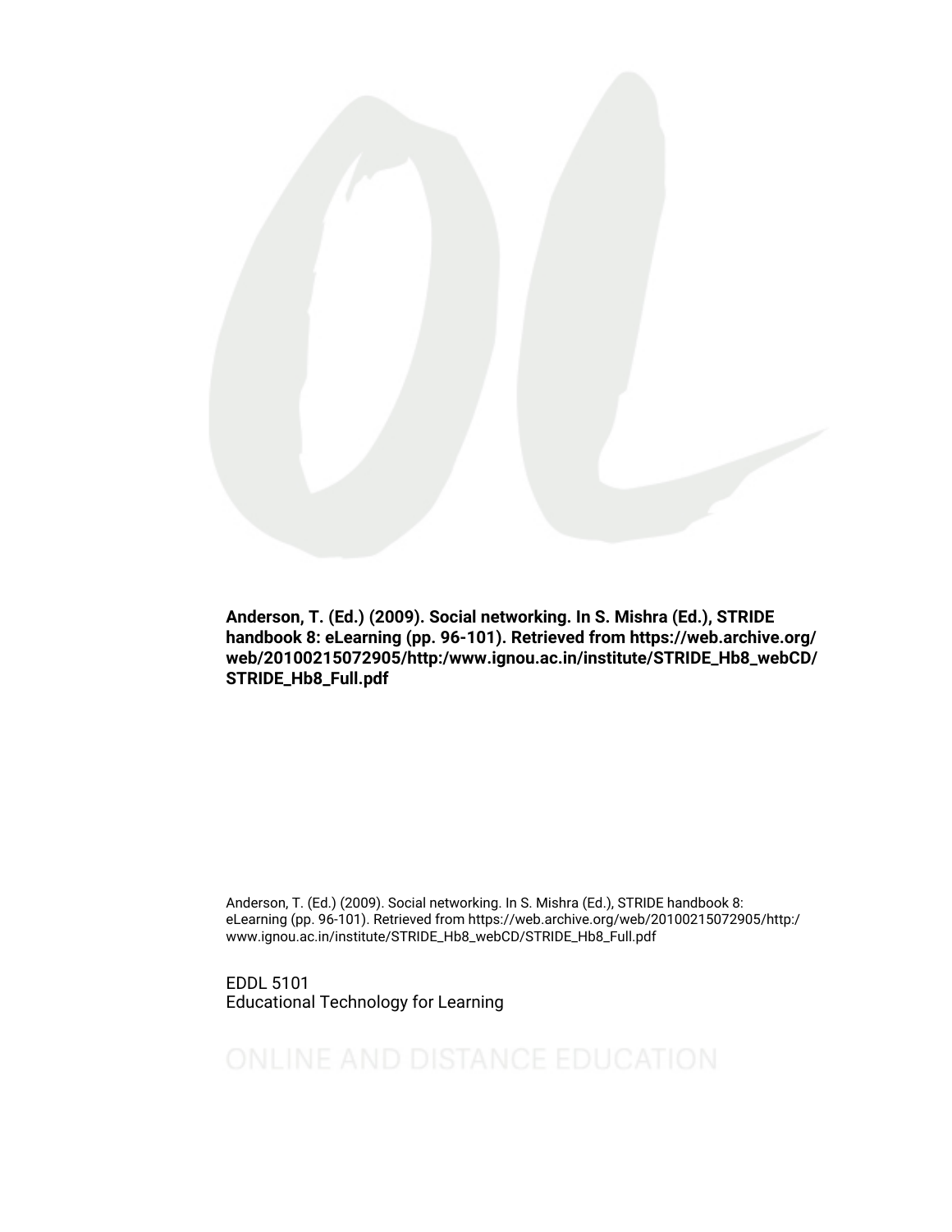**Anderson, T. (Ed.) (2009). Social networking. In S. Mishra (Ed.), STRIDE handbook 8: eLearning (pp. 96-101). Retrieved from https://web.archive.org/web/20100215072905/http:/www.ignou.ac.in/institute/STRIDE_Hb8_webCD/STRIDE_Hb8_Full.pdf**

Anderson, T. (Ed.) (2009). Social networking. In S. Mishra (Ed.), STRIDE handbook 8: eLearning (pp. 96-101). Retrieved from https://web.archive.org/web/20100215072905/http:/www.ignou.ac.in/institute/STRIDE_Hb8_webCD/STRIDE_Hb8_Full.pdf

EDDL 5101
Educational Technology for Learning

ONLINE AND DISTANCE EDUCATION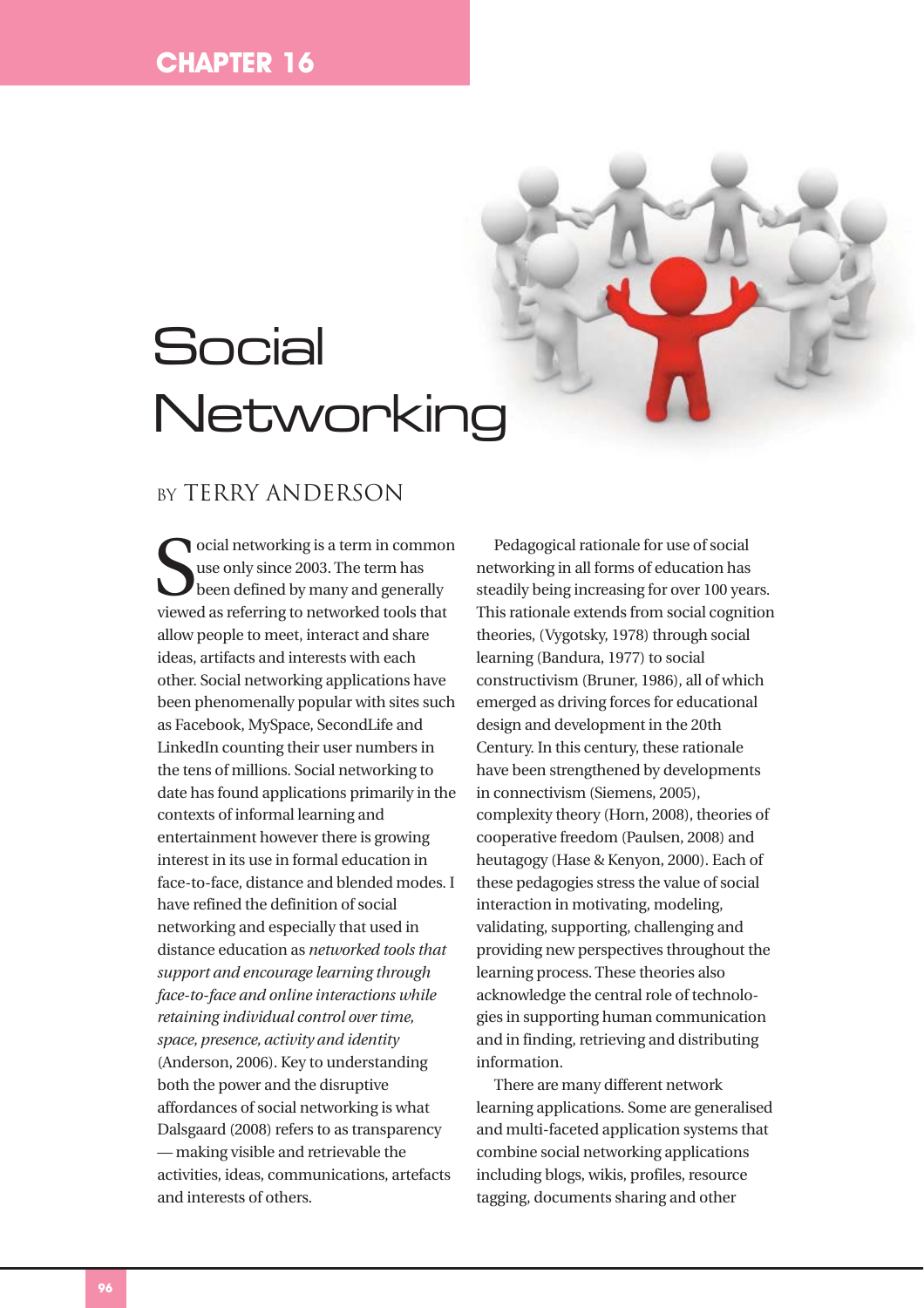CHAPTER 16

# Social Networking

BY TERRY ANDERSON

Social networking is a term in common use only since 2003. The term has been defined by many and generally viewed as referring to networked tools that allow people to meet, interact and share ideas, artifacts and interests with each other. Social networking applications have been phenomenally popular with sites such as Facebook, MySpace, SecondLife and LinkedIn counting their user numbers in the tens of millions. Social networking to date has found applications primarily in the contexts of informal learning and entertainment however there is growing interest in its use in formal education in face-to-face, distance and blended modes. I have refined the definition of social networking and especially that used in distance education as *networked tools that support and encourage learning through face-to-face and online interactions while retaining individual control over time, space, presence, activity and identity* (Anderson, 2006). Key to understanding both the power and the disruptive affordances of social networking is what Dalsgaard (2008) refers to as transparency — making visible and retrievable the activities, ideas, communications, artefacts and interests of others.

Pedagogical rationale for use of social networking in all forms of education has steadily being increasing for over 100 years. This rationale extends from social cognition theories, (Vygotsky, 1978) through social learning (Bandura, 1977) to social constructivism (Bruner, 1986), all of which emerged as driving forces for educational design and development in the 20th Century. In this century, these rationale have been strengthened by developments in connectivism (Siemens, 2005), complexity theory (Horn, 2008), theories of cooperative freedom (Paulsen, 2008) and heutagogy (Hase & Kenyon, 2000). Each of these pedagogies stress the value of social interaction in motivating, modeling, validating, supporting, challenging and providing new perspectives throughout the learning process. These theories also acknowledge the central role of technologies in supporting human communication and in finding, retrieving and distributing information.

There are many different network learning applications. Some are generalised and multi-faceted application systems that combine social networking applications including blogs, wikis, profiles, resource tagging, documents sharing and other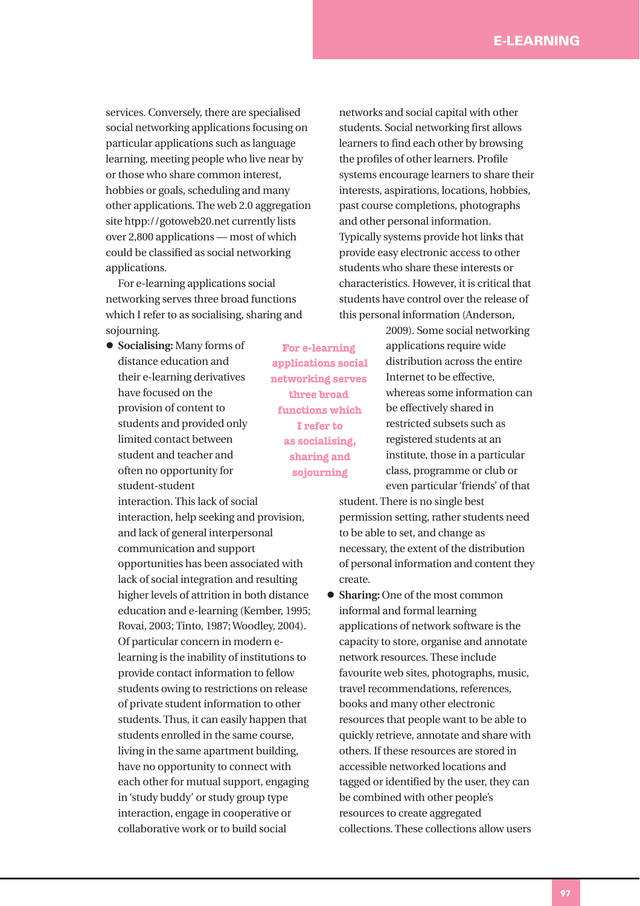services. Conversely, there are specialised social networking applications focusing on particular applications such as language learning, meeting people who live near by or those who share common interest, hobbies or goals, scheduling and many other applications. The web 2.0 aggregation site htpp://gotoweb20.net currently lists over 2,800 applications — most of which could be classified as social networking applications.

For e-learning applications social networking serves three broad functions which I refer to as socialising, sharing and sojourning.

> For e-learning applications social networking serves three broad functions which I refer to as socialising, sharing and sojourning

- **Socialising:** Many forms of distance education and their e-learning derivatives have focused on the provision of content to students and provided only limited contact between student and teacher and often no opportunity for student-student interaction. This lack of social interaction, help seeking and provision, and lack of general interpersonal communication and support opportunities has been associated with lack of social integration and resulting higher levels of attrition in both distance education and e-learning (Kember, 1995; Rovai, 2003; Tinto, 1987; Woodley, 2004). Of particular concern in modern e-learning is the inability of institutions to provide contact information to fellow students owing to restrictions on release of private student information to other students. Thus, it can easily happen that students enrolled in the same course, living in the same apartment building, have no opportunity to connect with each other for mutual support, engaging in 'study buddy' or study group type interaction, engage in cooperative or collaborative work or to build social networks and social capital with other students. Social networking first allows learners to find each other by browsing the profiles of other learners. Profile systems encourage learners to share their interests, aspirations, locations, hobbies, past course completions, photographs and other personal information. Typically systems provide hot links that provide easy electronic access to other students who share these interests or characteristics. However, it is critical that students have control over the release of this personal information (Anderson, 2009). Some social networking applications require wide distribution across the entire Internet to be effective, whereas some information can be effectively shared in restricted subsets such as registered students at an institute, those in a particular class, programme or club or even particular 'friends' of that student. There is no single best permission setting, rather students need to be able to set, and change as necessary, the extent of the distribution of personal information and content they create.
- **Sharing:** One of the most common informal and formal learning applications of network software is the capacity to store, organise and annotate network resources. These include favourite web sites, photographs, music, travel recommendations, references, books and many other electronic resources that people want to be able to quickly retrieve, annotate and share with others. If these resources are stored in accessible networked locations and tagged or identified by the user, they can be combined with other people's resources to create aggregated collections. These collections allow users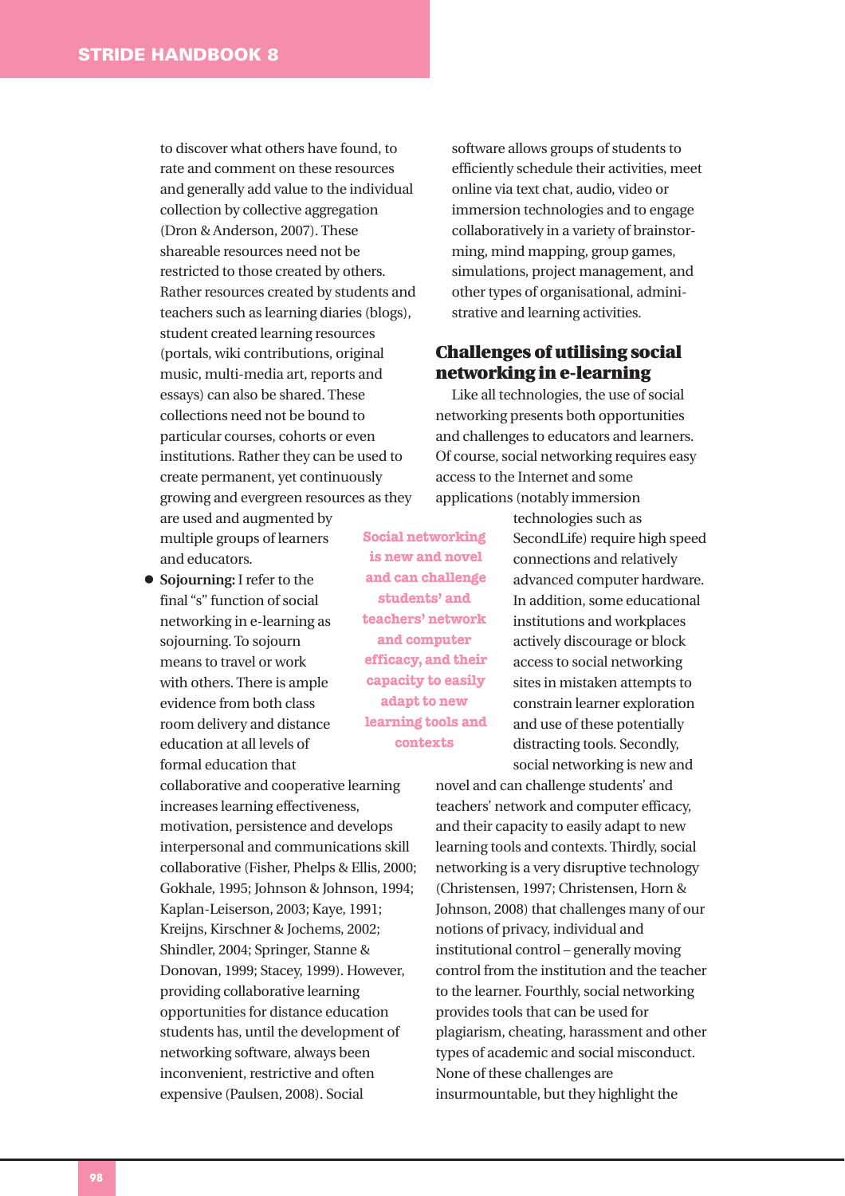to discover what others have found, to rate and comment on these resources and generally add value to the individual collection by collective aggregation (Dron & Anderson, 2007). These shareable resources need not be restricted to those created by others. Rather resources created by students and teachers such as learning diaries (blogs), student created learning resources (portals, wiki contributions, original music, multi-media art, reports and essays) can also be shared. These collections need not be bound to particular courses, cohorts or even institutions. Rather they can be used to create permanent, yet continuously growing and evergreen resources as they are used and augmented by multiple groups of learners and educators.

- **Sojourning:** I refer to the final "s" function of social networking in e-learning as sojourning. To sojourn means to travel or work with others. There is ample evidence from both class room delivery and distance education at all levels of formal education that collaborative and cooperative learning increases learning effectiveness, motivation, persistence and develops interpersonal and communications skill collaborative (Fisher, Phelps & Ellis, 2000; Gokhale, 1995; Johnson & Johnson, 1994; Kaplan-Leiserson, 2003; Kaye, 1991; Kreijns, Kirschner & Jochems, 2002; Shindler, 2004; Springer, Stanne & Donovan, 1999; Stacey, 1999). However, providing collaborative learning opportunities for distance education students has, until the development of networking software, always been inconvenient, restrictive and often expensive (Paulsen, 2008). Social software allows groups of students to efficiently schedule their activities, meet online via text chat, audio, video or immersion technologies and to engage collaboratively in a variety of brainstorming, mind mapping, group games, simulations, project management, and other types of organisational, administrative and learning activities.

## Challenges of utilising social networking in e-learning

Like all technologies, the use of social networking presents both opportunities and challenges to educators and learners. Of course, social networking requires easy access to the Internet and some applications (notably immersion technologies such as SecondLife) require high speed connections and relatively advanced computer hardware. In addition, some educational institutions and workplaces actively discourage or block access to social networking sites in mistaken attempts to constrain learner exploration and use of these potentially distracting tools. Secondly, social networking is new and novel and can challenge students' and teachers' network and computer efficacy, and their capacity to easily adapt to new learning tools and contexts. Thirdly, social networking is a very disruptive technology (Christensen, 1997; Christensen, Horn & Johnson, 2008) that challenges many of our notions of privacy, individual and institutional control – generally moving control from the institution and the teacher to the learner. Fourthly, social networking provides tools that can be used for plagiarism, cheating, harassment and other types of academic and social misconduct. None of these challenges are insurmountable, but they highlight the

**Social networking is new and novel and can challenge students' and teachers' network and computer efficacy, and their capacity to easily adapt to new learning tools and contexts**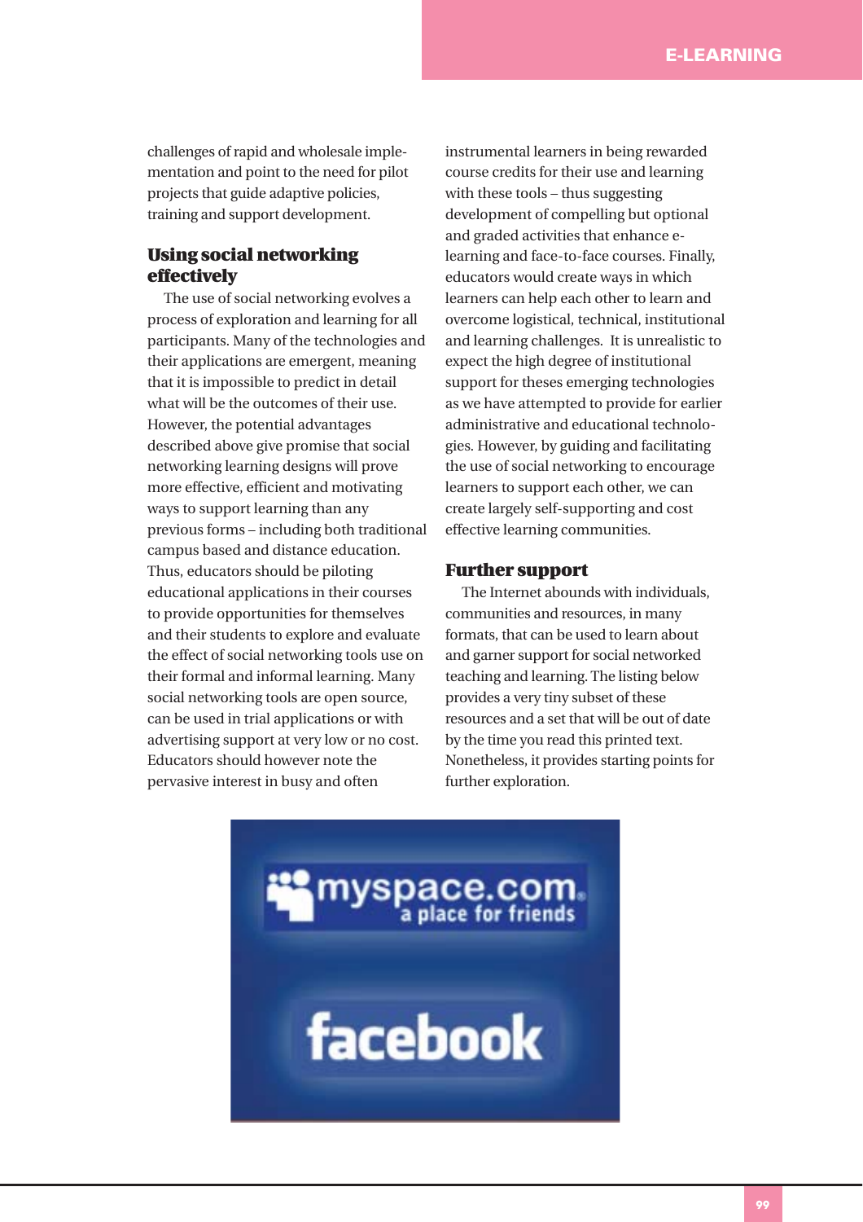challenges of rapid and wholesale implementation and point to the need for pilot projects that guide adaptive policies, training and support development.

## Using social networking effectively

The use of social networking evolves a process of exploration and learning for all participants. Many of the technologies and their applications are emergent, meaning that it is impossible to predict in detail what will be the outcomes of their use. However, the potential advantages described above give promise that social networking learning designs will prove more effective, efficient and motivating ways to support learning than any previous forms – including both traditional campus based and distance education. Thus, educators should be piloting educational applications in their courses to provide opportunities for themselves and their students to explore and evaluate the effect of social networking tools use on their formal and informal learning. Many social networking tools are open source, can be used in trial applications or with advertising support at very low or no cost. Educators should however note the pervasive interest in busy and often instrumental learners in being rewarded course credits for their use and learning with these tools – thus suggesting development of compelling but optional and graded activities that enhance e-learning and face-to-face courses. Finally, educators would create ways in which learners can help each other to learn and overcome logistical, technical, institutional and learning challenges. It is unrealistic to expect the high degree of institutional support for theses emerging technologies as we have attempted to provide for earlier administrative and educational technologies. However, by guiding and facilitating the use of social networking to encourage learners to support each other, we can create largely self-supporting and cost effective learning communities.

## Further support

The Internet abounds with individuals, communities and resources, in many formats, that can be used to learn about and garner support for social networked teaching and learning. The listing below provides a very tiny subset of these resources and a set that will be out of date by the time you read this printed text. Nonetheless, it provides starting points for further exploration.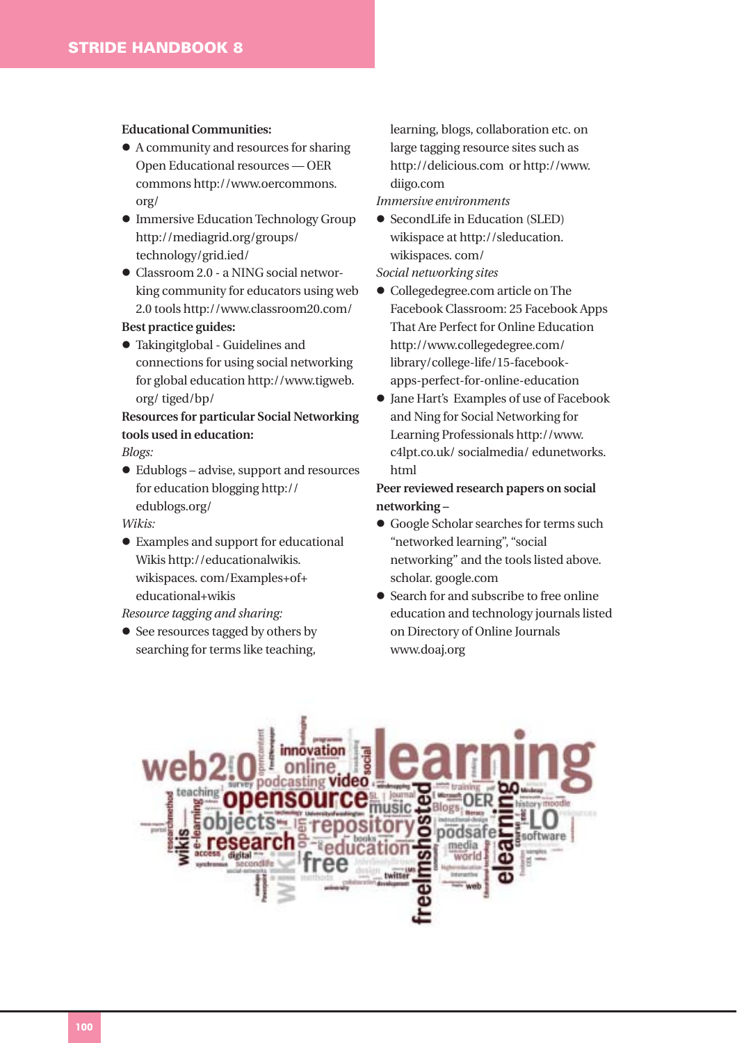**Educational Communities:**

- A community and resources for sharing Open Educational resources — OER commons http://www.oercommons.org/
- Immersive Education Technology Group http://mediagrid.org/groups/technology/grid.ied/
- Classroom 2.0 - a NING social networking community for educators using web 2.0 tools http://www.classroom20.com/

**Best practice guides:**

- Takingitglobal - Guidelines and connections for using social networking for global education http://www.tigweb.org/ tiged/bp/

**Resources for particular Social Networking tools used in education:**

*Blogs:*

- Edublogs – advise, support and resources for education blogging http://edublogs.org/

*Wikis:*

- Examples and support for educational Wikis http://educationalwikis.wikispaces. com/Examples+of+educational+wikis

*Resource tagging and sharing:*

- See resources tagged by others by searching for terms like teaching, learning, blogs, collaboration etc. on large tagging resource sites such as http://delicious.com or http://www.diigo.com

*Immersive environments*

- SecondLife in Education (SLED) wikispace at http://sleducation.wikispaces. com/

*Social networking sites*

- Collegedegree.com article on The Facebook Classroom: 25 Facebook Apps That Are Perfect for Online Education http://www.collegedegree.com/library/college-life/15-facebook-apps-perfect-for-online-education
- Jane Hart's Examples of use of Facebook and Ning for Social Networking for Learning Professionals http://www.c4lpt.co.uk/ socialmedia/ edunetworks.html

**Peer reviewed research papers on social networking –**

- Google Scholar searches for terms such "networked learning", "social networking" and the tools listed above. scholar. google.com
- Search for and subscribe to free online education and technology journals listed on Directory of Online Journals www.doaj.org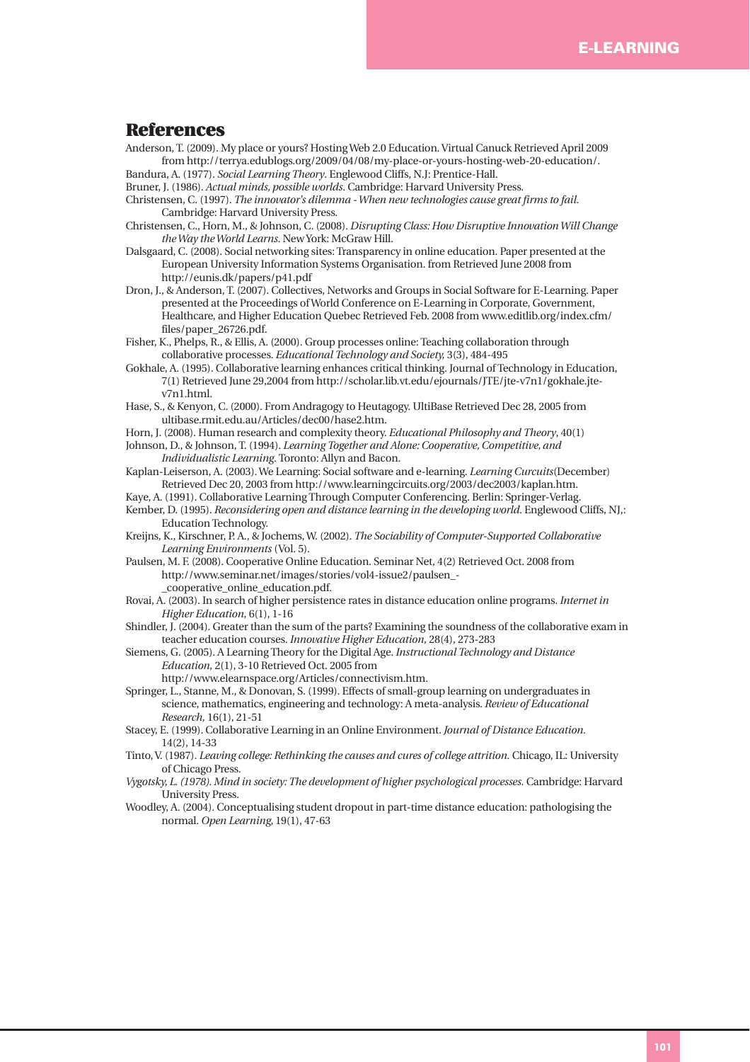## References

Anderson, T. (2009). My place or yours? Hosting Web 2.0 Education. Virtual Canuck Retrieved April 2009 from http://terrya.edublogs.org/2009/04/08/my-place-or-yours-hosting-web-20-education/.

Bandura, A. (1977). *Social Learning Theory*. Englewood Cliffs, N.J: Prentice-Hall.

Bruner, J. (1986). *Actual minds, possible worlds*. Cambridge: Harvard University Press.

Christensen, C. (1997). *The innovator's dilemma - When new technologies cause great firms to fail.* Cambridge: Harvard University Press.

Christensen, C., Horn, M., & Johnson, C. (2008). *Disrupting Class: How Disruptive Innovation Will Change the Way the World Learns.* New York: McGraw Hill.

Dalsgaard, C. (2008). Social networking sites: Transparency in online education. Paper presented at the European University Information Systems Organisation. from Retrieved June 2008 from http://eunis.dk/papers/p41.pdf

Dron, J., & Anderson, T. (2007). Collectives, Networks and Groups in Social Software for E-Learning. Paper presented at the Proceedings of World Conference on E-Learning in Corporate, Government, Healthcare, and Higher Education Quebec Retrieved Feb. 2008 from www.editlib.org/index.cfm/files/paper_26726.pdf.

Fisher, K., Phelps, R., & Ellis, A. (2000). Group processes online: Teaching collaboration through collaborative processes. *Educational Technology and Society,* 3(3), 484-495

Gokhale, A. (1995). Collaborative learning enhances critical thinking. Journal of Technology in Education, 7(1) Retrieved June 29,2004 from http://scholar.lib.vt.edu/ejournals/JTE/jte-v7n1/gokhale.jte-v7n1.html.

Hase, S., & Kenyon, C. (2000). From Andragogy to Heutagogy. UltiBase Retrieved Dec 28, 2005 from ultibase.rmit.edu.au/Articles/dec00/hase2.htm.

Horn, J. (2008). Human research and complexity theory. *Educational Philosophy and Theory*, 40(1)

Johnson, D., & Johnson, T. (1994). *Learning Together and Alone: Cooperative, Competitive, and Individualistic Learning.* Toronto: Allyn and Bacon.

Kaplan-Leiserson, A. (2003). We Learning: Social software and e-learning. *Learning Curcuits*(December) Retrieved Dec 20, 2003 from http://www.learningcircuits.org/2003/dec2003/kaplan.htm.

Kaye, A. (1991). Collaborative Learning Through Computer Conferencing. Berlin: Springer-Verlag.

Kember, D. (1995). *Reconsidering open and distance learning in the developing world*. Englewood Cliffs, NJ,: Education Technology.

Kreijns, K., Kirschner, P. A., & Jochems, W. (2002). *The Sociability of Computer-Supported Collaborative Learning Environments* (Vol. 5).

Paulsen, M. F. (2008). Cooperative Online Education. Seminar Net, 4(2) Retrieved Oct. 2008 from http://www.seminar.net/images/stories/vol4-issue2/paulsen_-_cooperative_online_education.pdf.

Rovai, A. (2003). In search of higher persistence rates in distance education online programs. *Internet in Higher Education,* 6(1), 1-16

Shindler, J. (2004). Greater than the sum of the parts? Examining the soundness of the collaborative exam in teacher education courses. *Innovative Higher Education,* 28(4), 273-283

Siemens, G. (2005). A Learning Theory for the Digital Age. *Instructional Technology and Distance Education,* 2(1), 3-10 Retrieved Oct. 2005 from http://www.elearnspace.org/Articles/connectivism.htm.

Springer, L., Stanne, M., & Donovan, S. (1999). Effects of small-group learning on undergraduates in science, mathematics, engineering and technology: A meta-analysis. *Review of Educational Research,* 16(1), 21-51

Stacey, E. (1999). Collaborative Learning in an Online Environment. *Journal of Distance Education.* 14(2), 14-33

Tinto, V. (1987). *Leaving college: Rethinking the causes and cures of college attrition.* Chicago, IL: University of Chicago Press.

*Vygotsky, L. (1978). Mind in society: The development of higher psychological processes.* Cambridge: Harvard University Press.

Woodley, A. (2004). Conceptualising student dropout in part-time distance education: pathologising the normal. *Open Learning,* 19(1), 47-63